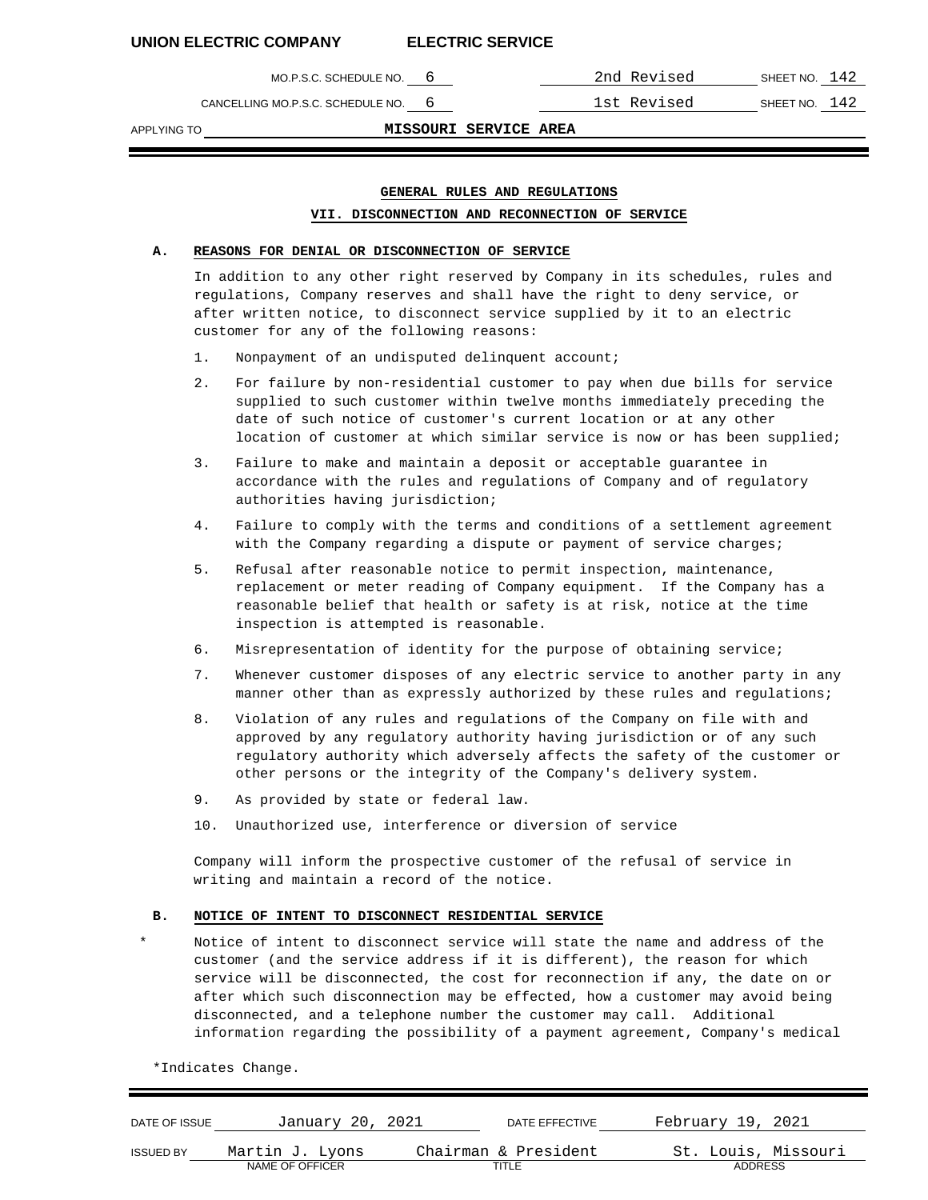## GENERAL RULES AND REGULATIONS

### VII. DISCONNECTION AND RECONNECTION OF SERVICE

**A. REASONS FOR DENIAL OR DISCONNECTION OF SERVICE**

In addition to any other right reserved by Company in its schedules, rules and regulations, Company reserves and shall have the right to deny service, or after written notice, to disconnect service supplied by it to an electric customer for any of the following reasons:

1. Nonpayment of an undisputed delinquent account;
2. For failure by non-residential customer to pay when due bills for service supplied to such customer within twelve months immediately preceding the date of such notice of customer's current location or at any other location of customer at which similar service is now or has been supplied;
3. Failure to make and maintain a deposit or acceptable guarantee in accordance with the rules and regulations of Company and of regulatory authorities having jurisdiction;
4. Failure to comply with the terms and conditions of a settlement agreement with the Company regarding a dispute or payment of service charges;
5. Refusal after reasonable notice to permit inspection, maintenance, replacement or meter reading of Company equipment. If the Company has a reasonable belief that health or safety is at risk, notice at the time inspection is attempted is reasonable.
6. Misrepresentation of identity for the purpose of obtaining service;
7. Whenever customer disposes of any electric service to another party in any manner other than as expressly authorized by these rules and regulations;
8. Violation of any rules and regulations of the Company on file with and approved by any regulatory authority having jurisdiction or of any such regulatory authority which adversely affects the safety of the customer or other persons or the integrity of the Company's delivery system.
9. As provided by state or federal law.
10. Unauthorized use, interference or diversion of service

Company will inform the prospective customer of the refusal of service in writing and maintain a record of the notice.

**B. NOTICE OF INTENT TO DISCONNECT RESIDENTIAL SERVICE**

\* Notice of intent to disconnect service will state the name and address of the customer (and the service address if it is different), the reason for which service will be disconnected, the cost for reconnection if any, the date on or after which such disconnection may be effected, how a customer may avoid being disconnected, and a telephone number the customer may call. Additional information regarding the possibility of a payment agreement, Company's medical

*Indicates Change.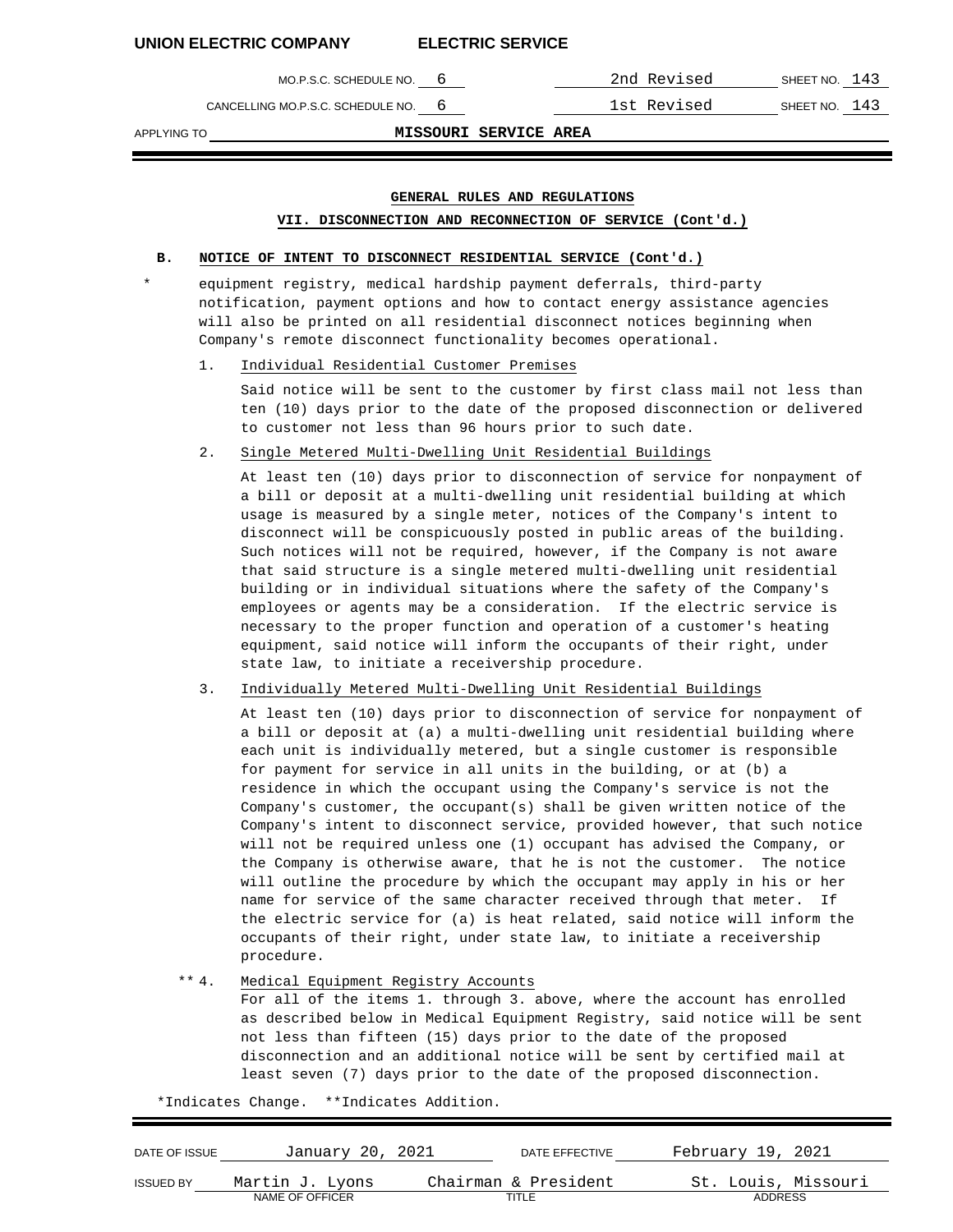**UNION ELECTRIC COMPANY ELECTRIC SERVICE**

MO.P.S.C. SCHEDULE NO. 6 — 2nd Revised — SHEET NO. 143

CANCELLING MO.P.S.C. SCHEDULE NO. 6 — 1st Revised — SHEET NO. 143

APPLYING TO **MISSOURI SERVICE AREA**

**GENERAL RULES AND REGULATIONS**

**VII. DISCONNECTION AND RECONNECTION OF SERVICE (Cont'd.)**

**B. NOTICE OF INTENT TO DISCONNECT RESIDENTIAL SERVICE (Cont'd.)**

\* equipment registry, medical hardship payment deferrals, third-party notification, payment options and how to contact energy assistance agencies will also be printed on all residential disconnect notices beginning when Company's remote disconnect functionality becomes operational.

1. Individual Residential Customer Premises

   Said notice will be sent to the customer by first class mail not less than ten (10) days prior to the date of the proposed disconnection or delivered to customer not less than 96 hours prior to such date.

2. Single Metered Multi-Dwelling Unit Residential Buildings

   At least ten (10) days prior to disconnection of service for nonpayment of a bill or deposit at a multi-dwelling unit residential building at which usage is measured by a single meter, notices of the Company's intent to disconnect will be conspicuously posted in public areas of the building. Such notices will not be required, however, if the Company is not aware that said structure is a single metered multi-dwelling unit residential building or in individual situations where the safety of the Company's employees or agents may be a consideration. If the electric service is necessary to the proper function and operation of a customer's heating equipment, said notice will inform the occupants of their right, under state law, to initiate a receivership procedure.

3. Individually Metered Multi-Dwelling Unit Residential Buildings

   At least ten (10) days prior to disconnection of service for nonpayment of a bill or deposit at (a) a multi-dwelling unit residential building where each unit is individually metered, but a single customer is responsible for payment for service in all units in the building, or at (b) a residence in which the occupant using the Company's service is not the Company's customer, the occupant(s) shall be given written notice of the Company's intent to disconnect service, provided however, that such notice will not be required unless one (1) occupant has advised the Company, or the Company is otherwise aware, that he is not the customer. The notice will outline the procedure by which the occupant may apply in his or her name for service of the same character received through that meter. If the electric service for (a) is heat related, said notice will inform the occupants of their right, under state law, to initiate a receivership procedure.

\*\* 4. Medical Equipment Registry Accounts

   For all of the items 1. through 3. above, where the account has enrolled as described below in Medical Equipment Registry, said notice will be sent not less than fifteen (15) days prior to the date of the proposed disconnection and an additional notice will be sent by certified mail at least seven (7) days prior to the date of the proposed disconnection.

\*Indicates Change. \*\*Indicates Addition.

| DATE OF ISSUE | January 20, 2021 | DATE EFFECTIVE | February 19, 2021 |
|---|---|---|---|
| ISSUED BY | Martin J. Lyons (NAME OF OFFICER) | Chairman & President (TITLE) | St. Louis, Missouri (ADDRESS) |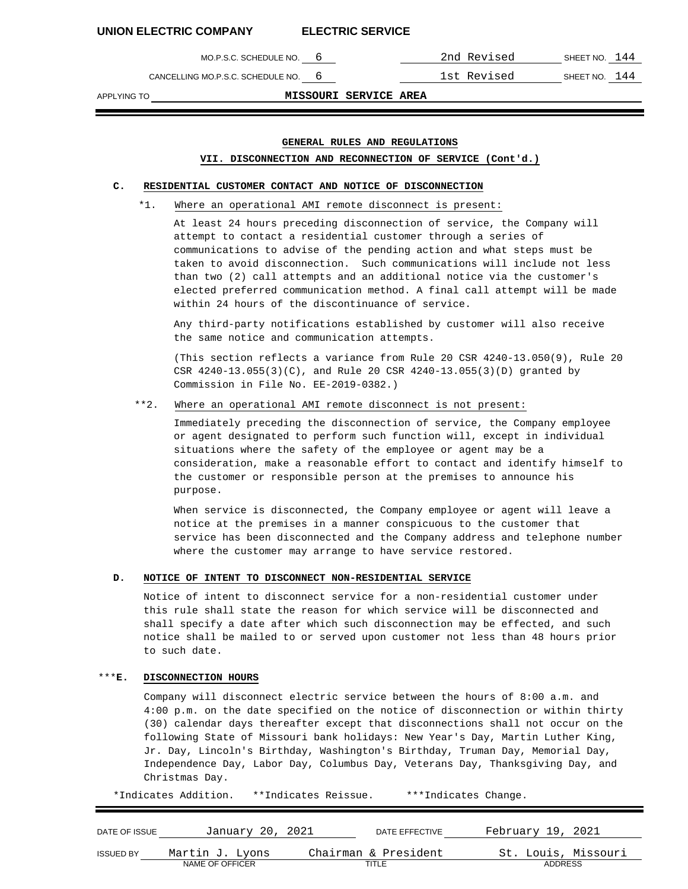UNION ELECTRIC COMPANY ELECTRIC SERVICE

| MO.P.S.C. SCHEDULE NO. 6 | 2nd Revised | SHEET NO. 144 |
|---|---|---|
| CANCELLING MO.P.S.C. SCHEDULE NO. 6 | 1st Revised | SHEET NO. 144 |

APPLYING TO **MISSOURI SERVICE AREA**

## GENERAL RULES AND REGULATIONS

### VII. DISCONNECTION AND RECONNECTION OF SERVICE (Cont'd.)

**C. RESIDENTIAL CUSTOMER CONTACT AND NOTICE OF DISCONNECTION**

*1. Where an operational AMI remote disconnect is present:

At least 24 hours preceding disconnection of service, the Company will attempt to contact a residential customer through a series of communications to advise of the pending action and what steps must be taken to avoid disconnection. Such communications will include not less than two (2) call attempts and an additional notice via the customer's elected preferred communication method. A final call attempt will be made within 24 hours of the discontinuance of service.

Any third-party notifications established by customer will also receive the same notice and communication attempts.

(This section reflects a variance from Rule 20 CSR 4240-13.050(9), Rule 20 CSR 4240-13.055(3)(C), and Rule 20 CSR 4240-13.055(3)(D) granted by Commission in File No. EE-2019-0382.)

**2. Where an operational AMI remote disconnect is not present:

Immediately preceding the disconnection of service, the Company employee or agent designated to perform such function will, except in individual situations where the safety of the employee or agent may be a consideration, make a reasonable effort to contact and identify himself to the customer or responsible person at the premises to announce his purpose.

When service is disconnected, the Company employee or agent will leave a notice at the premises in a manner conspicuous to the customer that service has been disconnected and the Company address and telephone number where the customer may arrange to have service restored.

**D. NOTICE OF INTENT TO DISCONNECT NON-RESIDENTIAL SERVICE**

Notice of intent to disconnect service for a non-residential customer under this rule shall state the reason for which service will be disconnected and shall specify a date after which such disconnection may be effected, and such notice shall be mailed to or served upon customer not less than 48 hours prior to such date.

***__E. DISCONNECTION HOURS__**

Company will disconnect electric service between the hours of 8:00 a.m. and 4:00 p.m. on the date specified on the notice of disconnection or within thirty (30) calendar days thereafter except that disconnections shall not occur on the following State of Missouri bank holidays: New Year's Day, Martin Luther King, Jr. Day, Lincoln's Birthday, Washington's Birthday, Truman Day, Memorial Day, Independence Day, Labor Day, Columbus Day, Veterans Day, Thanksgiving Day, and Christmas Day.

*Indicates Addition. **Indicates Reissue. ***Indicates Change.

| DATE OF ISSUE | January 20, 2021 | DATE EFFECTIVE | February 19, 2021 |
|---|---|---|---|
| ISSUED BY | Martin J. Lyons | Chairman & President | St. Louis, Missouri |
| | NAME OF OFFICER | TITLE | ADDRESS |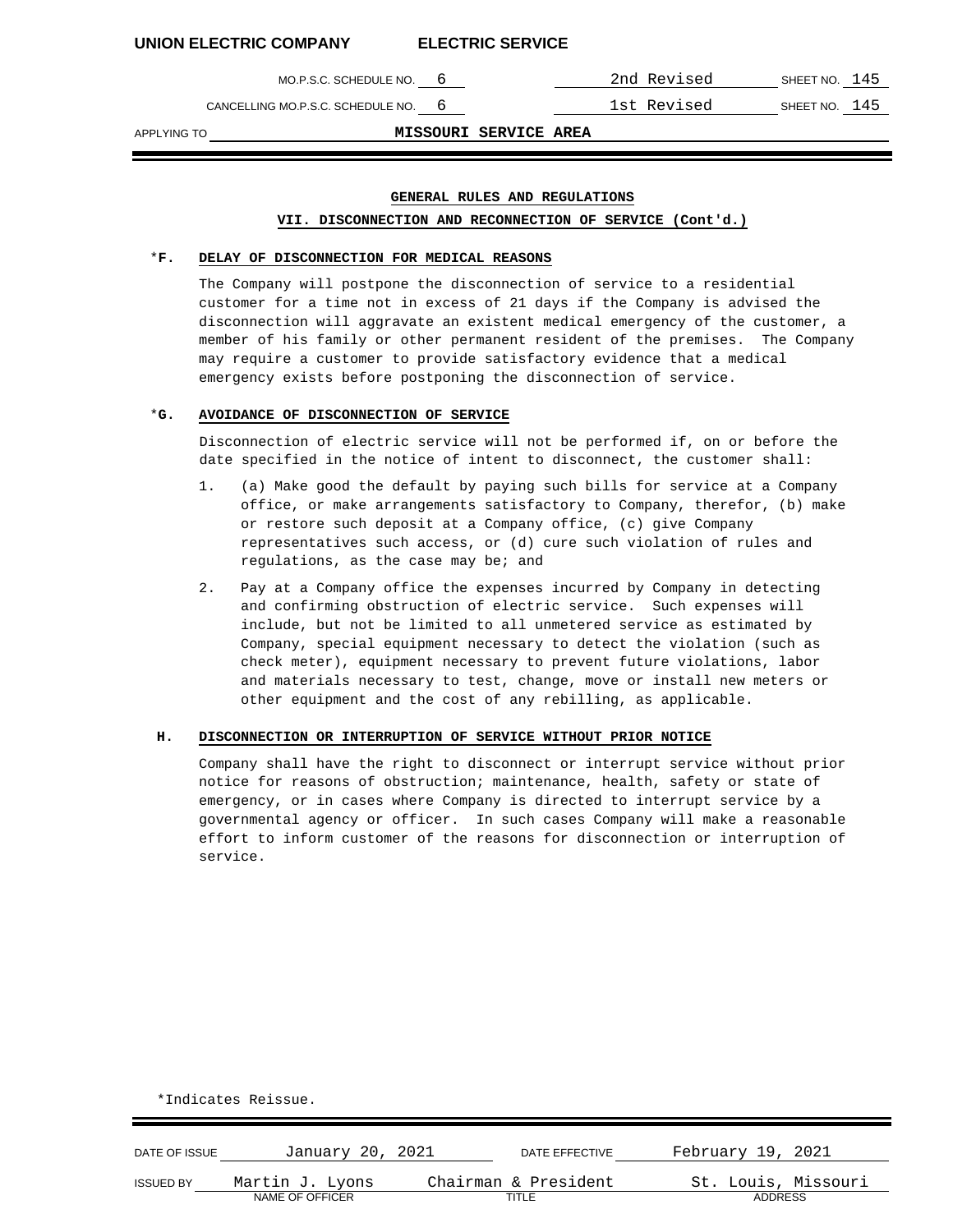UNION ELECTRIC COMPANY ELECTRIC SERVICE

MO.P.S.C. SCHEDULE NO. 6 — 2nd Revised — SHEET NO. 145

CANCELLING MO.P.S.C. SCHEDULE NO. 6 — 1st Revised — SHEET NO. 145

APPLYING TO MISSOURI SERVICE AREA

## GENERAL RULES AND REGULATIONS

### VII. DISCONNECTION AND RECONNECTION OF SERVICE (Cont'd.)

*F. **DELAY OF DISCONNECTION FOR MEDICAL REASONS**

The Company will postpone the disconnection of service to a residential customer for a time not in excess of 21 days if the Company is advised the disconnection will aggravate an existent medical emergency of the customer, a member of his family or other permanent resident of the premises. The Company may require a customer to provide satisfactory evidence that a medical emergency exists before postponing the disconnection of service.

*G. **AVOIDANCE OF DISCONNECTION OF SERVICE**

Disconnection of electric service will not be performed if, on or before the date specified in the notice of intent to disconnect, the customer shall:

1. (a) Make good the default by paying such bills for service at a Company office, or make arrangements satisfactory to Company, therefor, (b) make or restore such deposit at a Company office, (c) give Company representatives such access, or (d) cure such violation of rules and regulations, as the case may be; and
2. Pay at a Company office the expenses incurred by Company in detecting and confirming obstruction of electric service. Such expenses will include, but not be limited to all unmetered service as estimated by Company, special equipment necessary to detect the violation (such as check meter), equipment necessary to prevent future violations, labor and materials necessary to test, change, move or install new meters or other equipment and the cost of any rebilling, as applicable.

H. **DISCONNECTION OR INTERRUPTION OF SERVICE WITHOUT PRIOR NOTICE**

Company shall have the right to disconnect or interrupt service without prior notice for reasons of obstruction; maintenance, health, safety or state of emergency, or in cases where Company is directed to interrupt service by a governmental agency or officer. In such cases Company will make a reasonable effort to inform customer of the reasons for disconnection or interruption of service.

*Indicates Reissue.

| DATE OF ISSUE | January 20, 2021 | DATE EFFECTIVE | February 19, 2021 |
|---|---|---|---|
| ISSUED BY | Martin J. Lyons (NAME OF OFFICER) | Chairman & President (TITLE) | St. Louis, Missouri (ADDRESS) |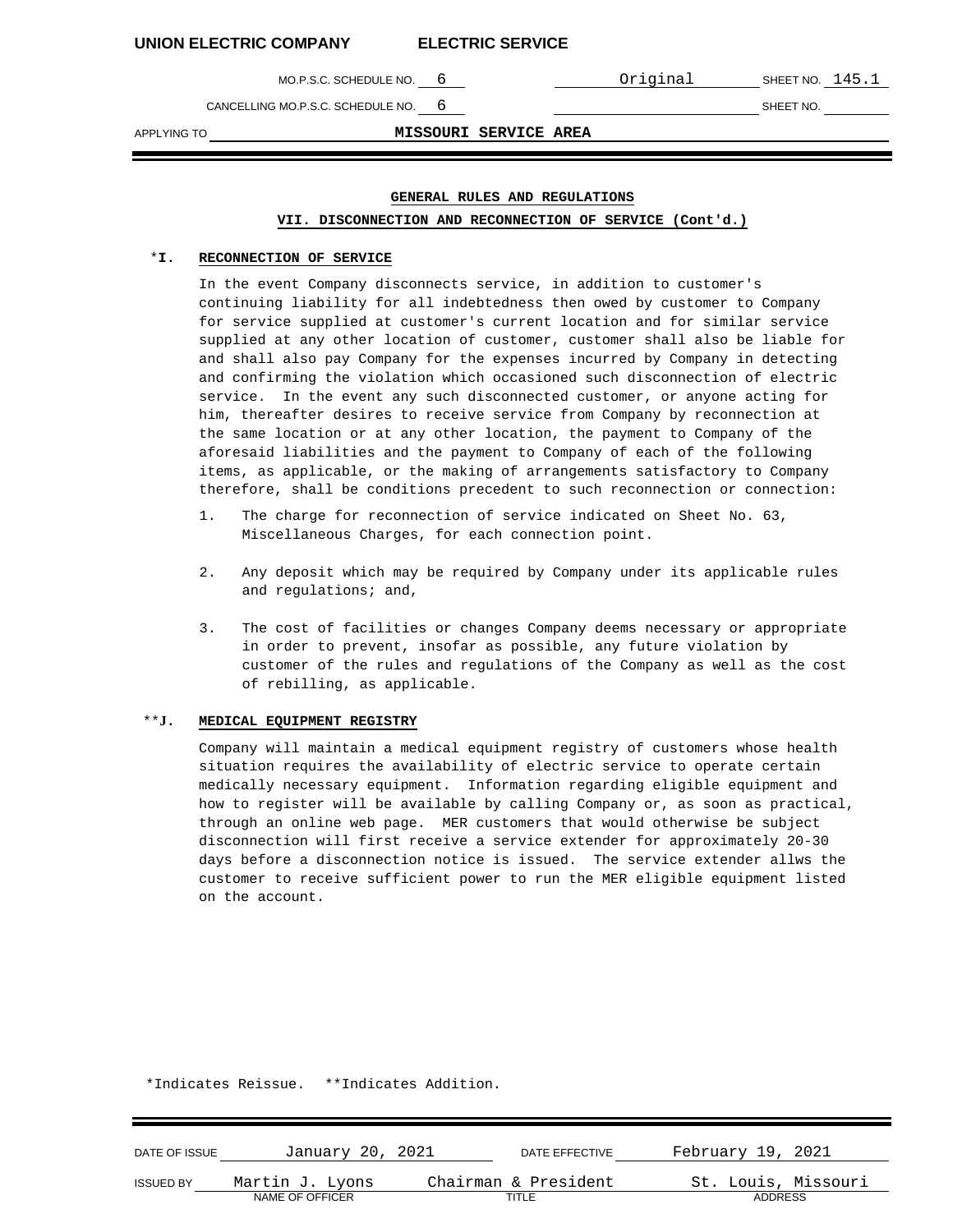**UNION ELECTRIC COMPANY ELECTRIC SERVICE**

MO.P.S.C. SCHEDULE NO. 6 Original SHEET NO. 145.1

CANCELLING MO.P.S.C. SCHEDULE NO. 6 SHEET NO.

APPLYING TO **MISSOURI SERVICE AREA**

**GENERAL RULES AND REGULATIONS**

**VII. DISCONNECTION AND RECONNECTION OF SERVICE (Cont'd.)**

*__I. RECONNECTION OF SERVICE__

In the event Company disconnects service, in addition to customer's continuing liability for all indebtedness then owed by customer to Company for service supplied at customer's current location and for similar service supplied at any other location of customer, customer shall also be liable for and shall also pay Company for the expenses incurred by Company in detecting and confirming the violation which occasioned such disconnection of electric service. In the event any such disconnected customer, or anyone acting for him, thereafter desires to receive service from Company by reconnection at the same location or at any other location, the payment to Company of the aforesaid liabilities and the payment to Company of each of the following items, as applicable, or the making of arrangements satisfactory to Company therefore, shall be conditions precedent to such reconnection or connection:

1. The charge for reconnection of service indicated on Sheet No. 63, Miscellaneous Charges, for each connection point.

2. Any deposit which may be required by Company under its applicable rules and regulations; and,

3. The cost of facilities or changes Company deems necessary or appropriate in order to prevent, insofar as possible, any future violation by customer of the rules and regulations of the Company as well as the cost of rebilling, as applicable.

**__J. MEDICAL EQUIPMENT REGISTRY__

Company will maintain a medical equipment registry of customers whose health situation requires the availability of electric service to operate certain medically necessary equipment. Information regarding eligible equipment and how to register will be available by calling Company or, as soon as practical, through an online web page. MER customers that would otherwise be subject disconnection will first receive a service extender for approximately 20-30 days before a disconnection notice is issued. The service extender allws the customer to receive sufficient power to run the MER eligible equipment listed on the account.

*Indicates Reissue. **Indicates Addition.

DATE OF ISSUE January 20, 2021 DATE EFFECTIVE February 19, 2021

ISSUED BY Martin J. Lyons (NAME OF OFFICER) Chairman & President (TITLE) St. Louis, Missouri (ADDRESS)